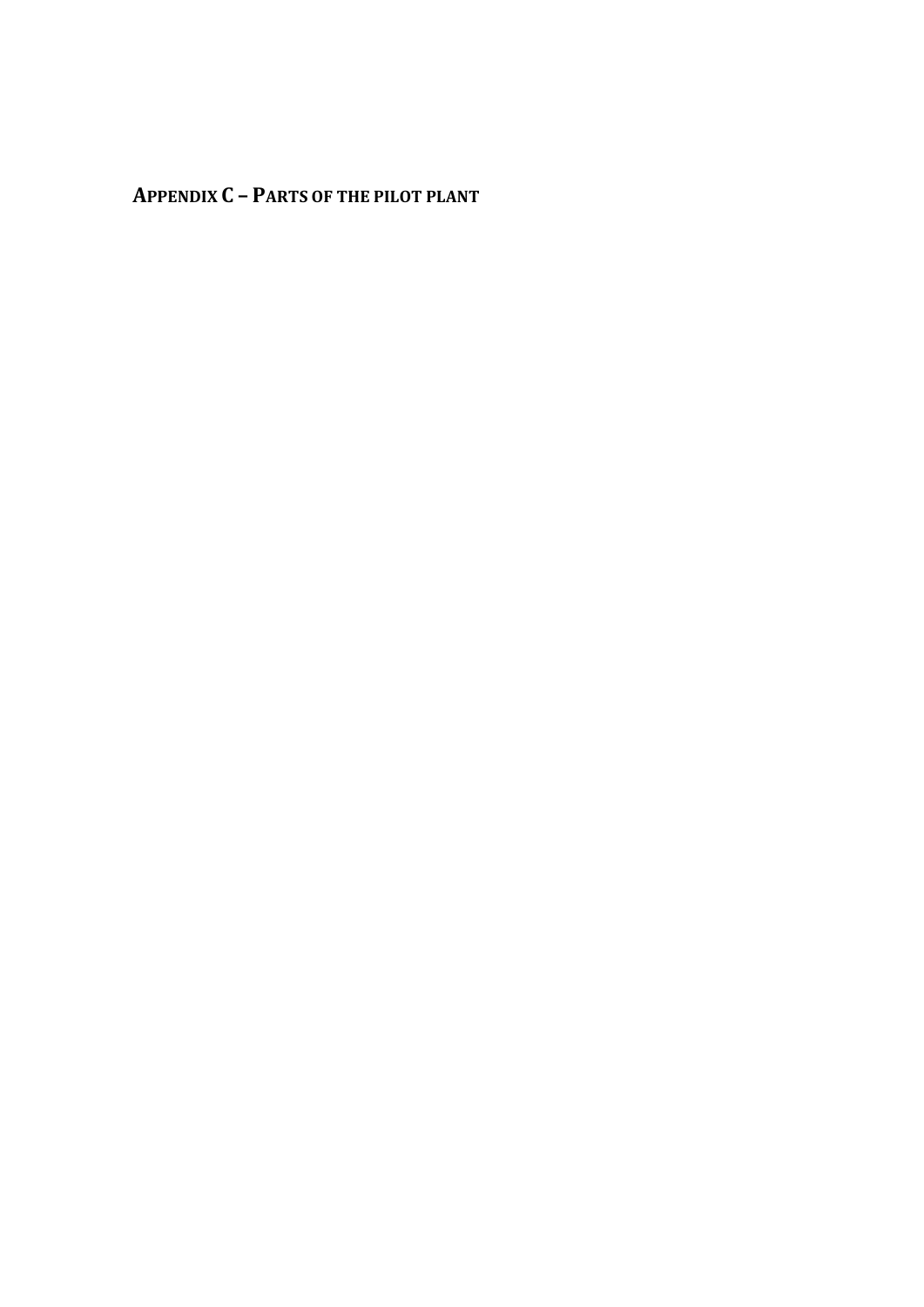# APPENDIX C – PARTS OF THE PILOT PLANT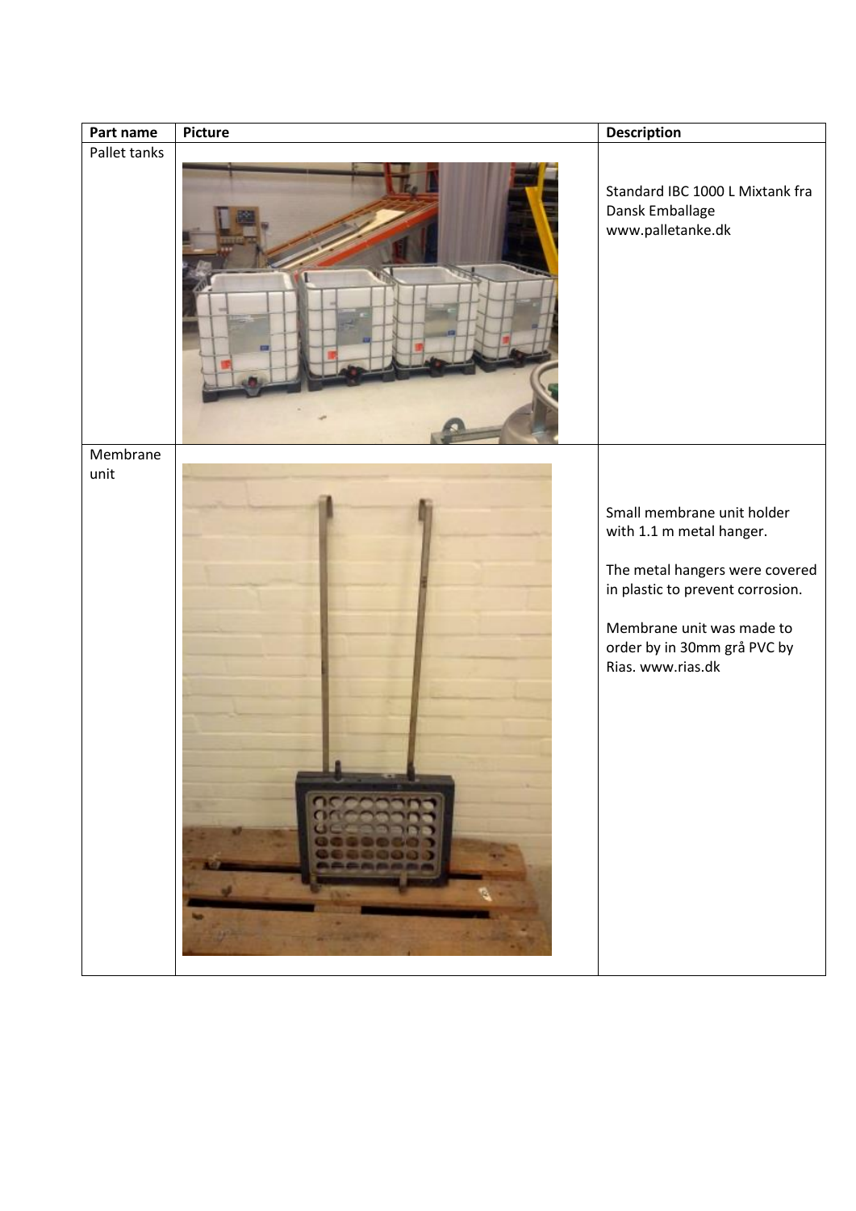| Part name | Picture | Description |
|---|---|---|
| Pallet tanks | | Standard IBC 1000 L Mixtank fra Dansk Emballage www.palletanke.dk |
| Membrane unit | | Small membrane unit holder with 1.1 m metal hanger. The metal hangers were covered in plastic to prevent corrosion. Membrane unit was made to order by in 30mm grå PVC by Rias. www.rias.dk |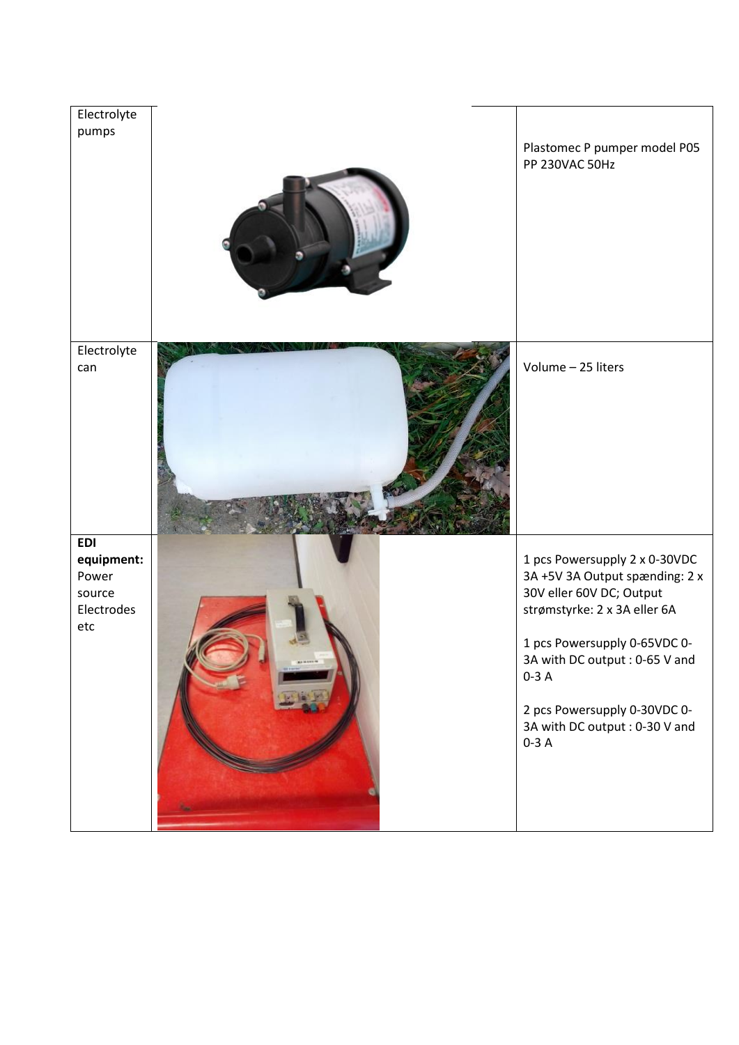| | | |
|---|---|---|
| Electrolyte pumps | | Plastomec P pumper model P05 PP 230VAC 50Hz |
| Electrolyte can | | Volume – 25 liters |
| **EDI equipment:** Power source Electrodes etc | | 1 pcs Powersupply 2 x 0-30VDC 3A +5V 3A Output spænding: 2 x 30V eller 60V DC; Output strømstyrke: 2 x 3A eller 6A<br><br>1 pcs Powersupply 0-65VDC 0-3A with DC output : 0-65 V and 0-3 A<br><br>2 pcs Powersupply 0-30VDC 0-3A with DC output : 0-30 V and 0-3 A |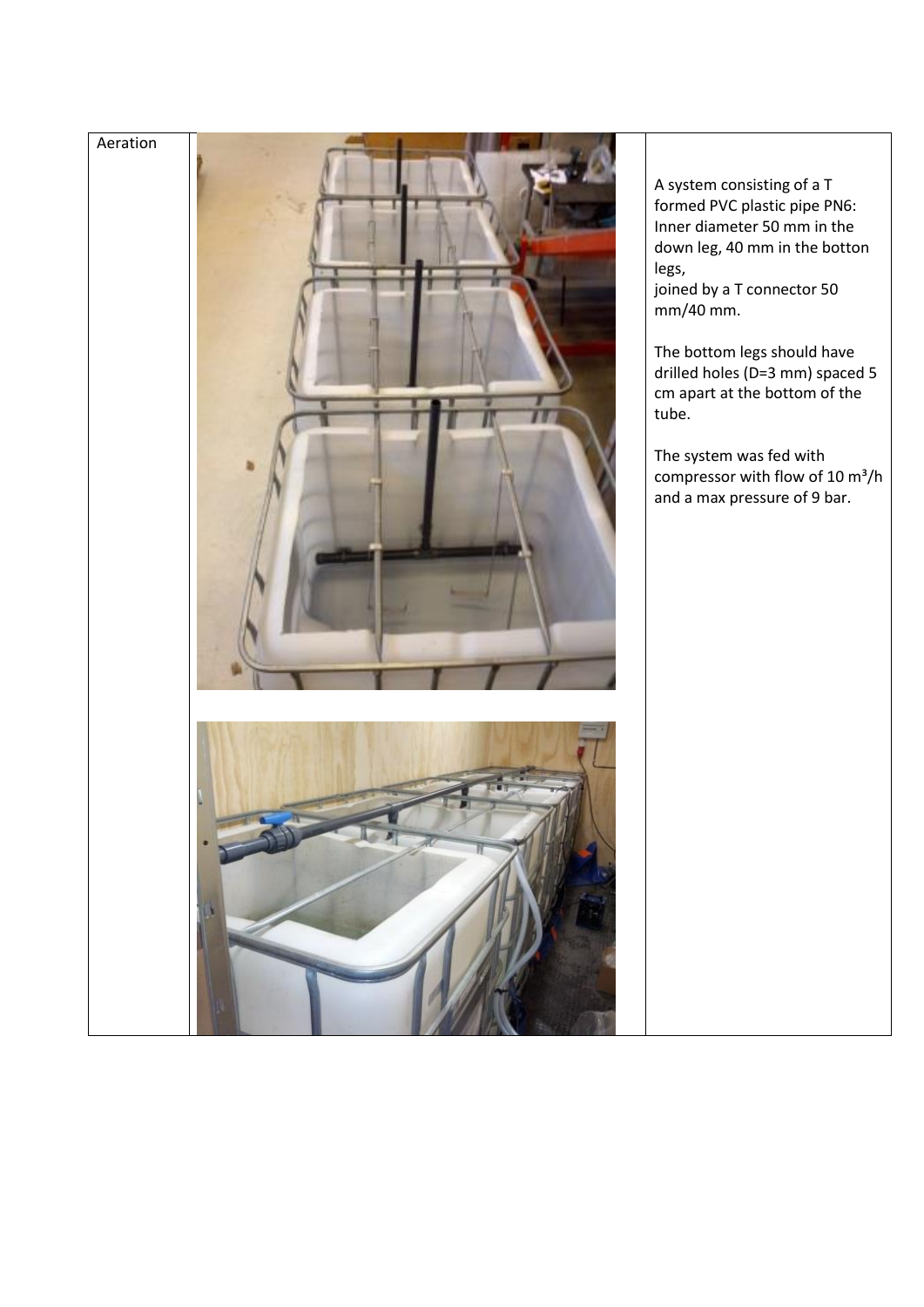| | | |
|---|---|---|
| Aeration | | A system consisting of a T formed PVC plastic pipe PN6: Inner diameter 50 mm in the down leg, 40 mm in the botton legs, joined by a T connector 50 mm/40 mm.<br><br>The bottom legs should have drilled holes (D=3 mm) spaced 5 cm apart at the bottom of the tube.<br><br>The system was fed with compressor with flow of 10 $m^3/h$ and a max pressure of 9 bar. |